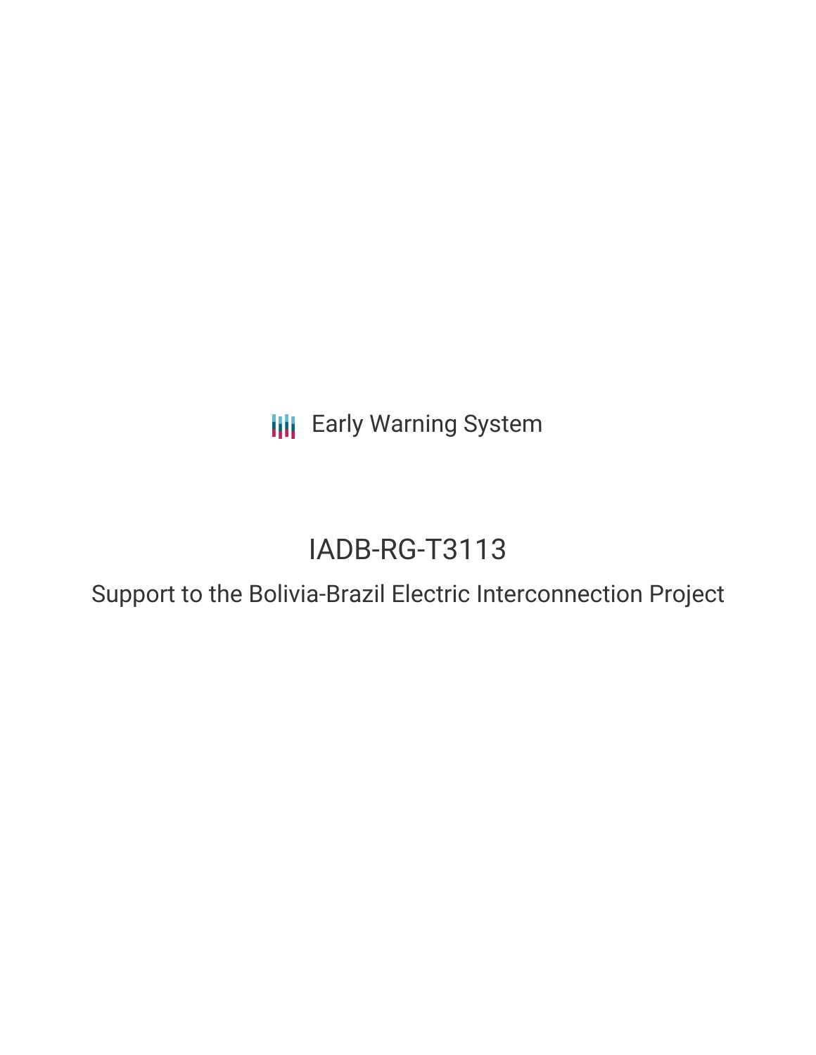Early Warning System

# IADB-RG-T3113

## Support to the Bolivia-Brazil Electric Interconnection Project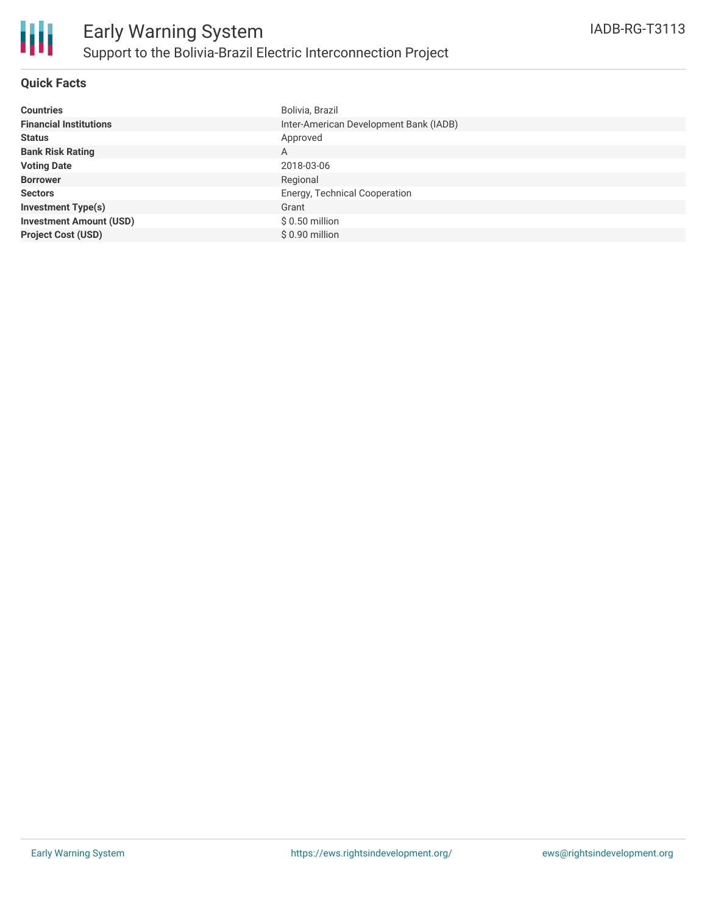# Early Warning System

## Support to the Bolivia-Brazil Electric Interconnection Project

IADB-RG-T3113

### Quick Facts

| | |
|---|---|
| **Countries** | Bolivia, Brazil |
| **Financial Institutions** | Inter-American Development Bank (IADB) |
| **Status** | Approved |
| **Bank Risk Rating** | A |
| **Voting Date** | 2018-03-06 |
| **Borrower** | Regional |
| **Sectors** | Energy, Technical Cooperation |
| **Investment Type(s)** | Grant |
| **Investment Amount (USD)** | $ 0.50 million |
| **Project Cost (USD)** | $ 0.90 million |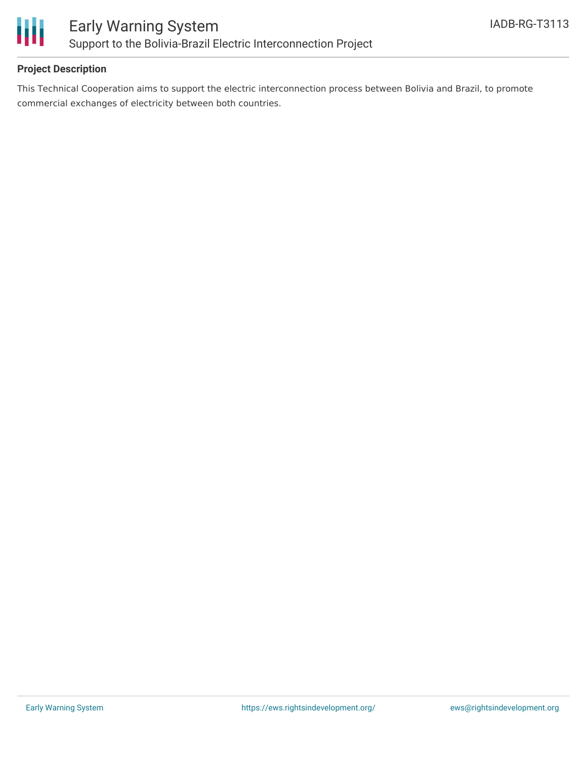**Project Description**

This Technical Cooperation aims to support the electric interconnection process between Bolivia and Brazil, to promote commercial exchanges of electricity between both countries.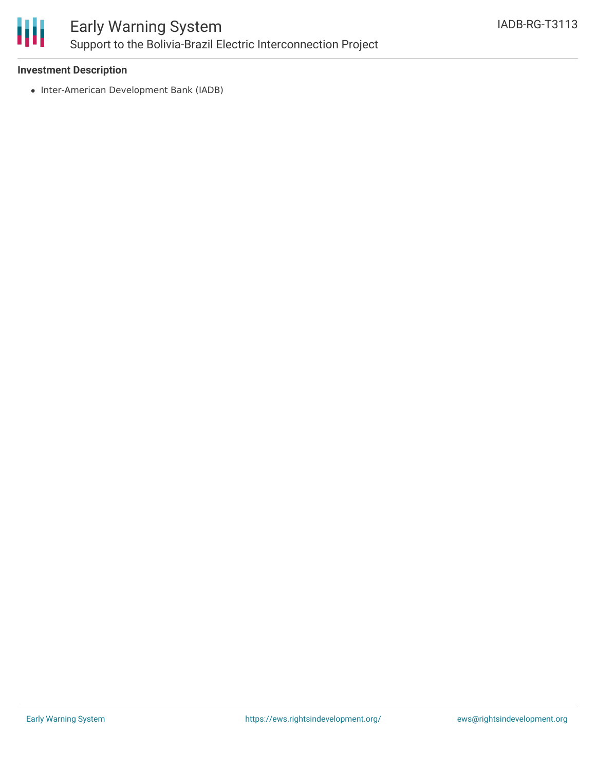**Investment Description**

- Inter-American Development Bank (IADB)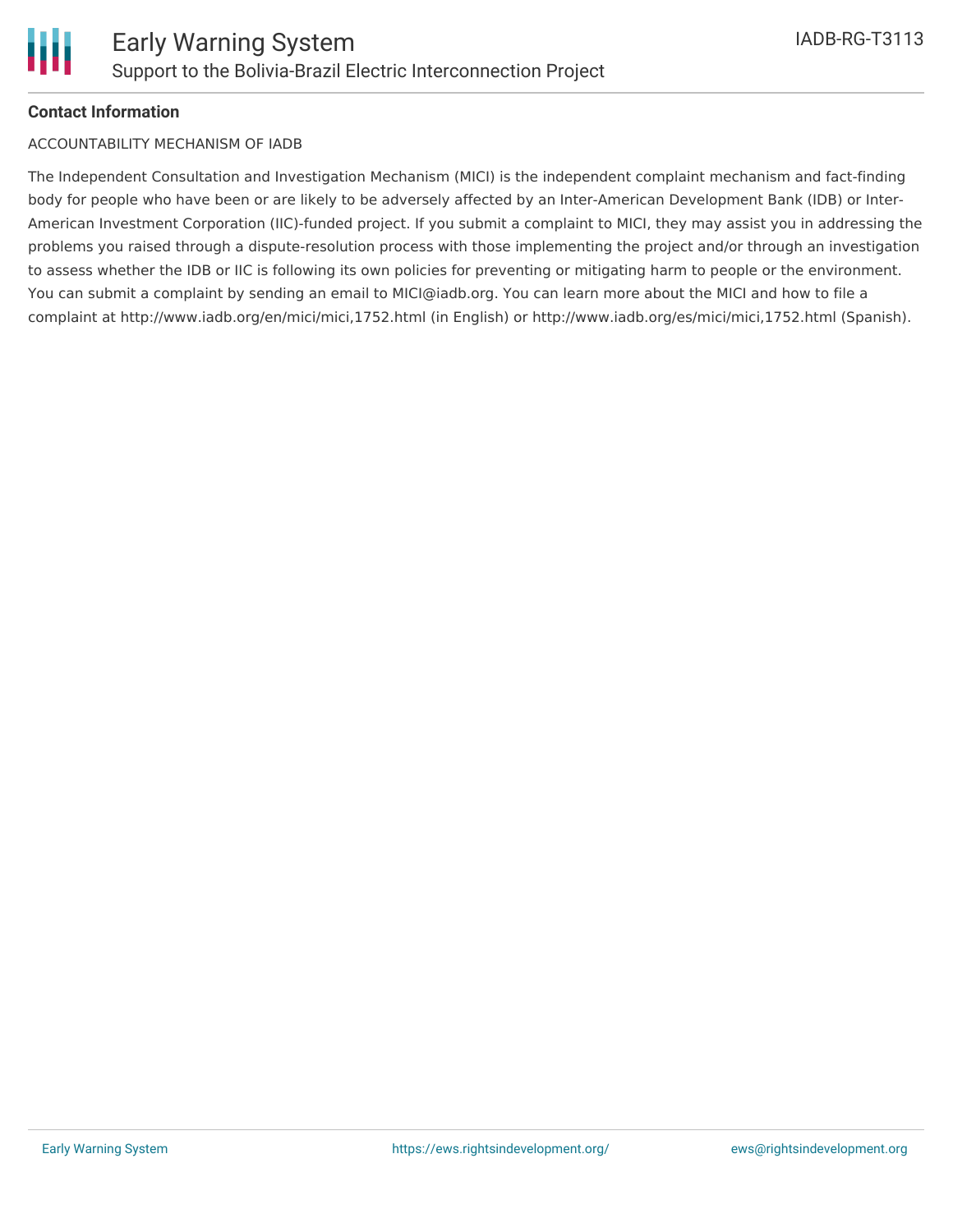**Contact Information**

ACCOUNTABILITY MECHANISM OF IADB

The Independent Consultation and Investigation Mechanism (MICI) is the independent complaint mechanism and fact-finding body for people who have been or are likely to be adversely affected by an Inter-American Development Bank (IDB) or Inter-American Investment Corporation (IIC)-funded project. If you submit a complaint to MICI, they may assist you in addressing the problems you raised through a dispute-resolution process with those implementing the project and/or through an investigation to assess whether the IDB or IIC is following its own policies for preventing or mitigating harm to people or the environment. You can submit a complaint by sending an email to MICI@iadb.org. You can learn more about the MICI and how to file a complaint at http://www.iadb.org/en/mici/mici,1752.html (in English) or http://www.iadb.org/es/mici/mici,1752.html (Spanish).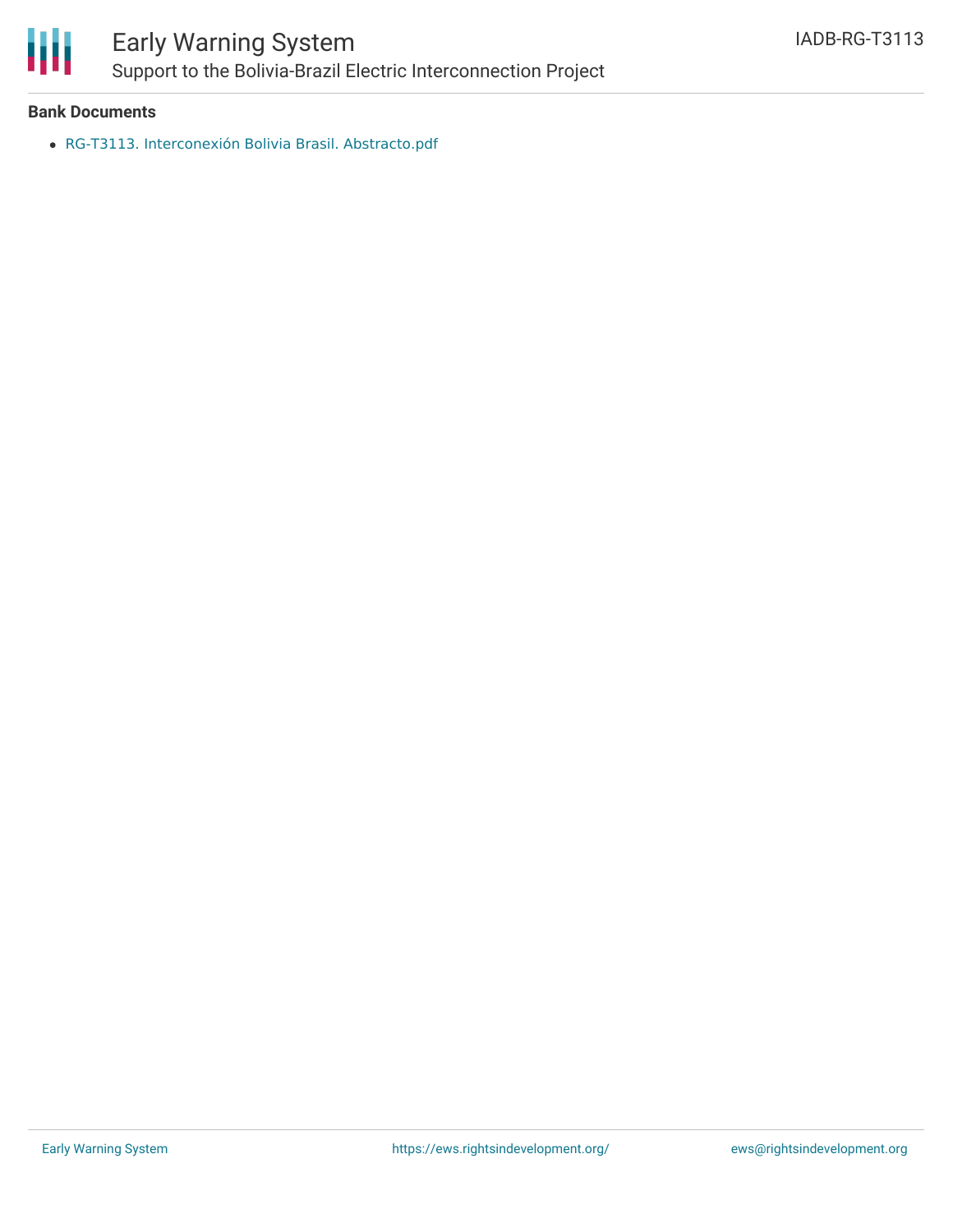**Bank Documents**

- RG-T3113. Interconexión Bolivia Brasil. Abstracto.pdf